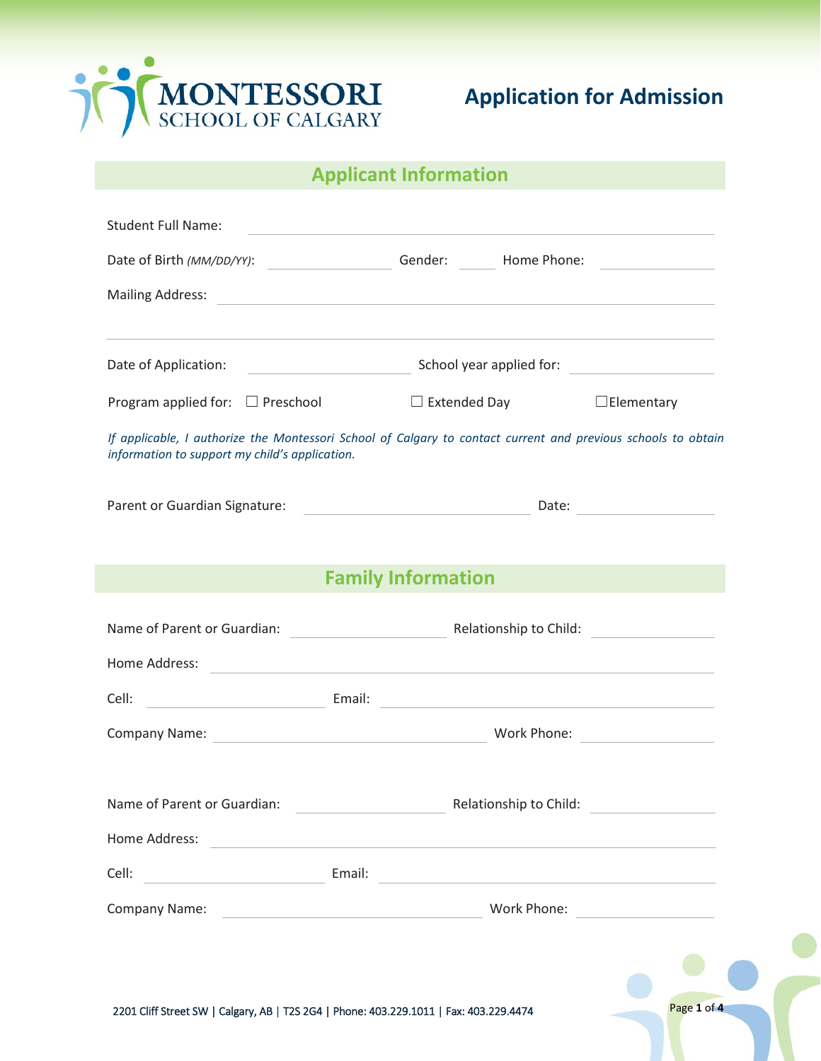# MONTESSORI SCHOOL OF CALGARY

# Application for Admission

## Applicant Information

Student Full Name: ______________________________

Date of Birth *(MM/DD/YY)*: ____________ Gender: ____ Home Phone: ____________

Mailing Address: ______________________________

______________________________

Date of Application: ____________ School year applied for: ____________

Program applied for: ☐ Preschool ☐ Extended Day ☐Elementary

*If applicable, I authorize the Montessori School of Calgary to contact current and previous schools to obtain information to support my child's application.*

Parent or Guardian Signature: ______________________ Date: ____________

## Family Information

Name of Parent or Guardian: ____________ Relationship to Child: ____________

Home Address: ______________________________

Cell: ____________ Email: ____________

Company Name: ____________ Work Phone: ____________

Name of Parent or Guardian: ____________ Relationship to Child: ____________

Home Address: ______________________________

Cell: ____________ Email: ____________

Company Name: ____________ Work Phone: ____________

2201 Cliff Street SW | Calgary, AB | T2S 2G4 | Phone: 403.229.1011 | Fax: 403.229.4474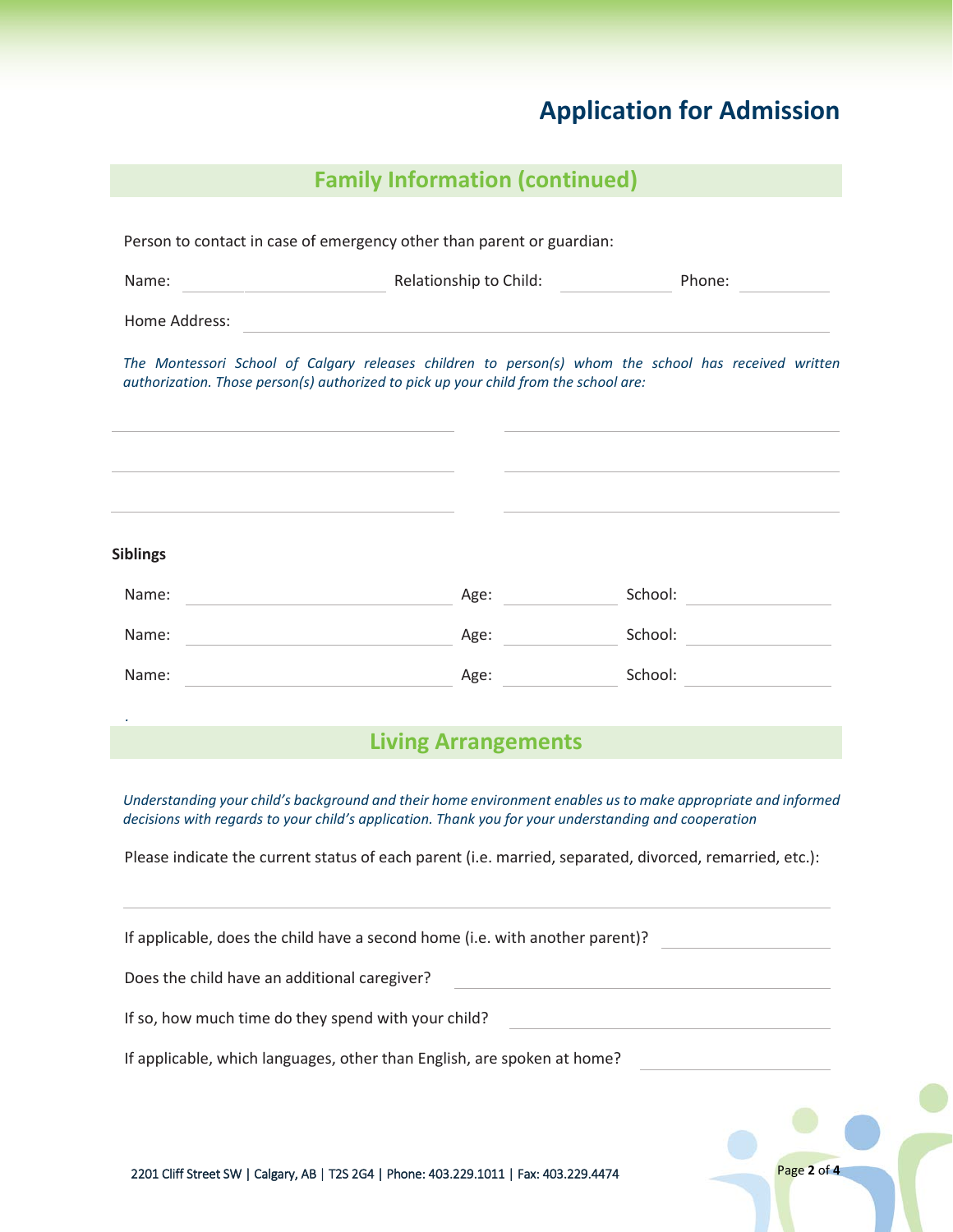# Application for Admission

## Family Information (continued)

Person to contact in case of emergency other than parent or guardian:

Name: ________________________ Relationship to Child: ______________ Phone: ____________

Home Address: ______________________________________________________________

*The Montessori School of Calgary releases children to person(s) whom the school has received written authorization. Those person(s) authorized to pick up your child from the school are:*

______________________________________ ______________________________________

______________________________________ ______________________________________

______________________________________ ______________________________________

**Siblings**

Name: ______________________________ Age: ______________ School: ________________

Name: ______________________________ Age: ______________ School: ________________

Name: ______________________________ Age: ______________ School: ________________

.

## Living Arrangements

*Understanding your child's background and their home environment enables us to make appropriate and informed decisions with regards to your child's application. Thank you for your understanding and cooperation*

Please indicate the current status of each parent (i.e. married, separated, divorced, remarried, etc.):

______________________________________________________________________________

If applicable, does the child have a second home (i.e. with another parent)? ________________

Does the child have an additional caregiver? ______________________________________

If so, how much time do they spend with your child? ______________________________

If applicable, which languages, other than English, are spoken at home? ________________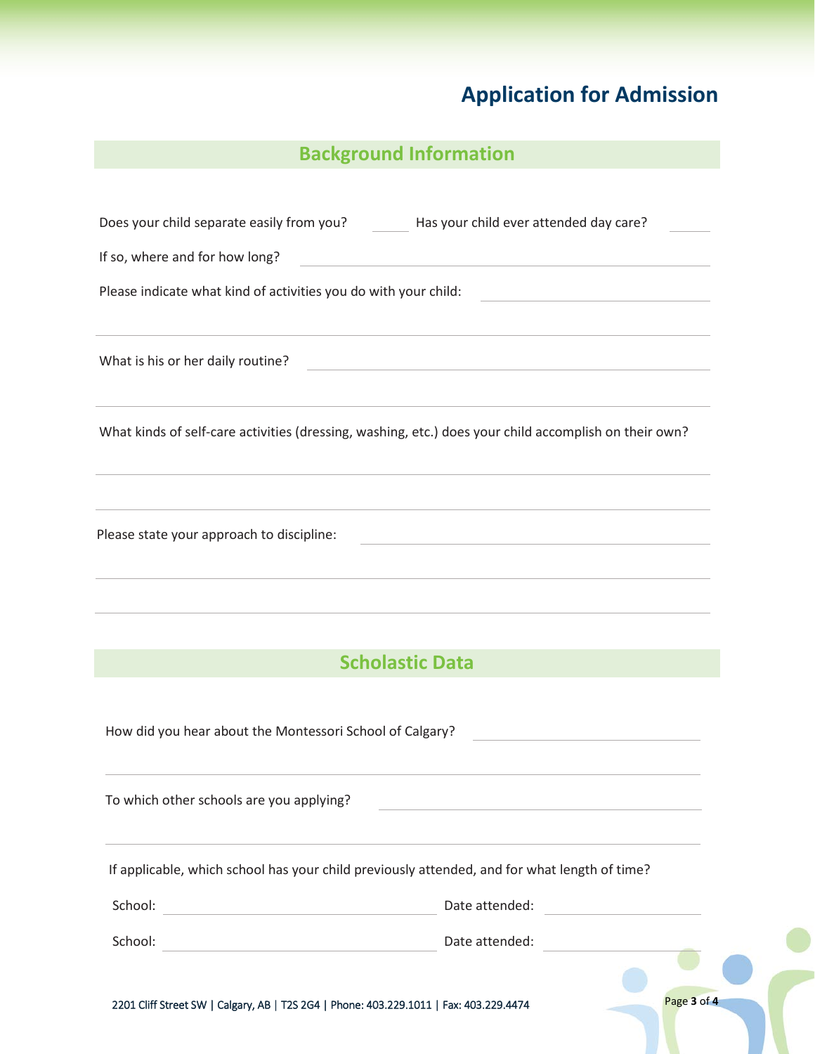# Application for Admission

## Background Information

Does your child separate easily from you? ______ Has your child ever attended day care? ______

If so, where and for how long? ____________________

Please indicate what kind of activities you do with your child: ____________________

____________________

What is his or her daily routine? ____________________

____________________

What kinds of self-care activities (dressing, washing, etc.) does your child accomplish on their own?

____________________

____________________

Please state your approach to discipline: ____________________

____________________

____________________

## Scholastic Data

How did you hear about the Montessori School of Calgary? ____________________

____________________

To which other schools are you applying? ____________________

____________________

If applicable, which school has your child previously attended, and for what length of time?

School: ____________________ Date attended: ____________________

School: ____________________ Date attended: ____________________

2201 Cliff Street SW | Calgary, AB | T2S 2G4 | Phone: 403.229.1011 | Fax: 403.229.4474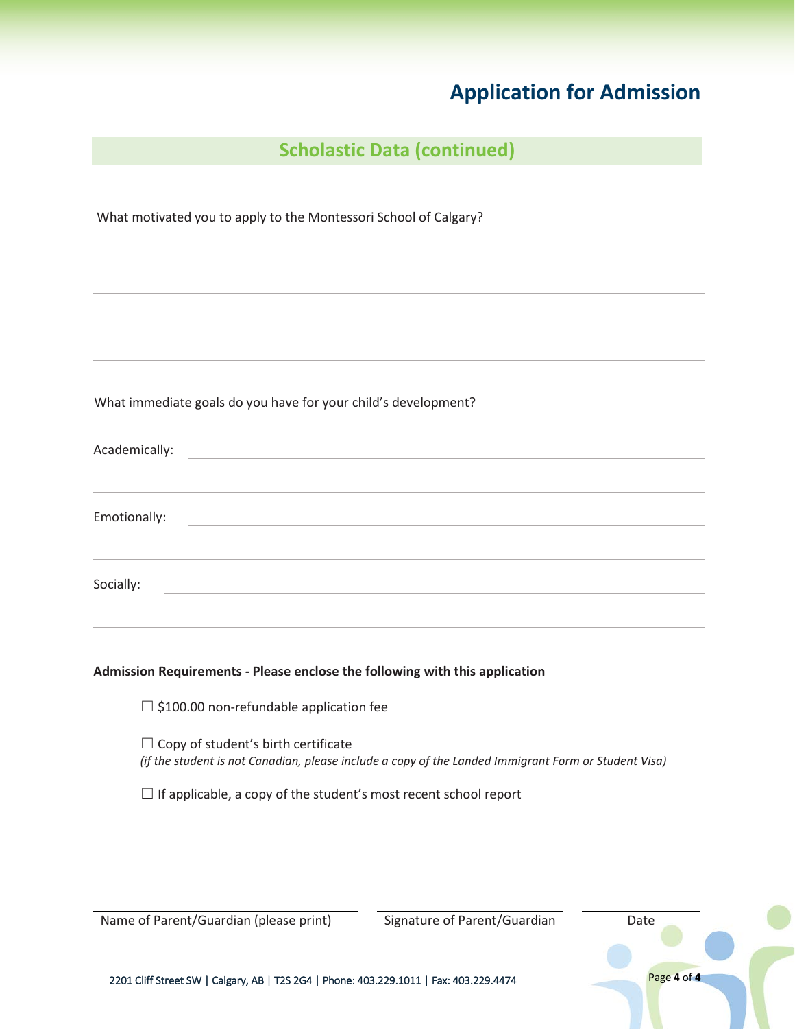# Application for Admission

## Scholastic Data (continued)

What motivated you to apply to the Montessori School of Calgary?

\_\_\_\_\_\_\_\_\_\_\_\_\_\_\_\_\_\_\_\_\_\_\_\_\_\_\_\_\_\_\_\_\_\_\_\_\_\_\_\_\_\_\_\_\_\_\_\_\_\_\_\_\_\_\_\_\_\_\_\_

\_\_\_\_\_\_\_\_\_\_\_\_\_\_\_\_\_\_\_\_\_\_\_\_\_\_\_\_\_\_\_\_\_\_\_\_\_\_\_\_\_\_\_\_\_\_\_\_\_\_\_\_\_\_\_\_\_\_\_\_

\_\_\_\_\_\_\_\_\_\_\_\_\_\_\_\_\_\_\_\_\_\_\_\_\_\_\_\_\_\_\_\_\_\_\_\_\_\_\_\_\_\_\_\_\_\_\_\_\_\_\_\_\_\_\_\_\_\_\_\_

\_\_\_\_\_\_\_\_\_\_\_\_\_\_\_\_\_\_\_\_\_\_\_\_\_\_\_\_\_\_\_\_\_\_\_\_\_\_\_\_\_\_\_\_\_\_\_\_\_\_\_\_\_\_\_\_\_\_\_\_

What immediate goals do you have for your child's development?

Academically: \_\_\_\_\_\_\_\_\_\_\_\_\_\_\_\_\_\_\_\_\_\_\_\_\_\_\_\_\_\_\_\_\_\_\_\_\_\_\_\_\_\_\_\_\_\_\_\_

\_\_\_\_\_\_\_\_\_\_\_\_\_\_\_\_\_\_\_\_\_\_\_\_\_\_\_\_\_\_\_\_\_\_\_\_\_\_\_\_\_\_\_\_\_\_\_\_\_\_\_\_\_\_\_\_\_\_\_\_

Emotionally: \_\_\_\_\_\_\_\_\_\_\_\_\_\_\_\_\_\_\_\_\_\_\_\_\_\_\_\_\_\_\_\_\_\_\_\_\_\_\_\_\_\_\_\_\_\_\_\_

\_\_\_\_\_\_\_\_\_\_\_\_\_\_\_\_\_\_\_\_\_\_\_\_\_\_\_\_\_\_\_\_\_\_\_\_\_\_\_\_\_\_\_\_\_\_\_\_\_\_\_\_\_\_\_\_\_\_\_\_

Socially: \_\_\_\_\_\_\_\_\_\_\_\_\_\_\_\_\_\_\_\_\_\_\_\_\_\_\_\_\_\_\_\_\_\_\_\_\_\_\_\_\_\_\_\_\_\_\_\_\_\_\_\_

\_\_\_\_\_\_\_\_\_\_\_\_\_\_\_\_\_\_\_\_\_\_\_\_\_\_\_\_\_\_\_\_\_\_\_\_\_\_\_\_\_\_\_\_\_\_\_\_\_\_\_\_\_\_\_\_\_\_\_\_

**Admission Requirements - Please enclose the following with this application**

☐ $100.00 non-refundable application fee

☐ Copy of student's birth certificate
*(if the student is not Canadian, please include a copy of the Landed Immigrant Form or Student Visa)*

☐ If applicable, a copy of the student's most recent school report

| \_\_\_\_\_\_\_\_\_\_\_\_\_\_\_\_\_\_\_\_ | \_\_\_\_\_\_\_\_\_\_\_\_\_\_\_\_\_\_\_\_ | \_\_\_\_\_\_\_\_\_\_ |
|---|---|---|
| Name of Parent/Guardian (please print) | Signature of Parent/Guardian | Date |

2201 Cliff Street SW | Calgary, AB | T2S 2G4 | Phone: 403.229.1011 | Fax: 403.229.4474